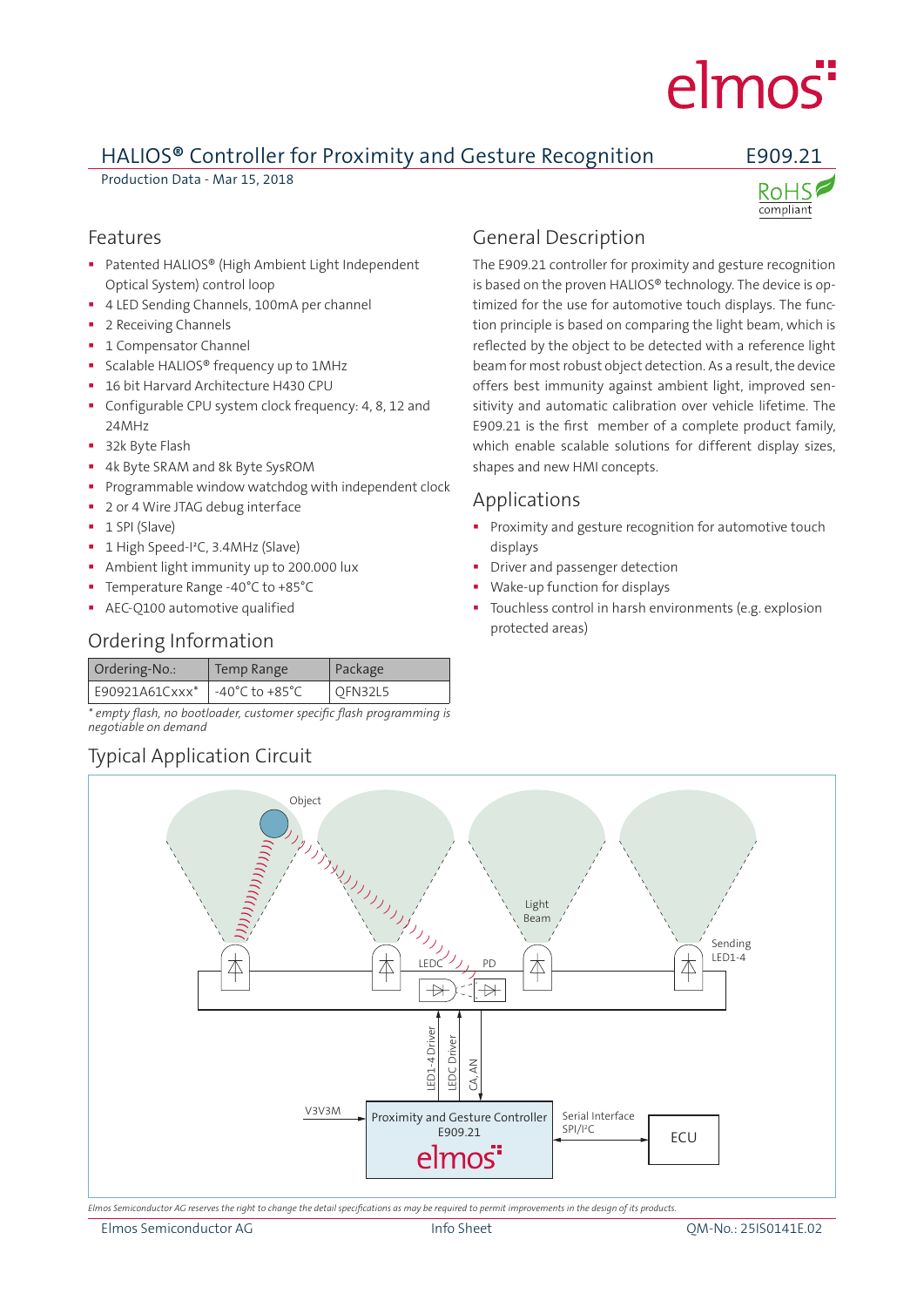# HALIOS® Controller for Proximity and Gesture Recognition

**E909.21**

Production Data - Mar 15, 2018

RoHS compliant

## Features

- Patented HALIOS® (High Ambient Light Independent Optical System) control loop
- 4 LED Sending Channels, 100mA per channel
- 2 Receiving Channels
- 1 Compensator Channel
- Scalable HALIOS® frequency up to 1MHz
- 16 bit Harvard Architecture H430 CPU
- Configurable CPU system clock frequency: 4, 8, 12 and 24MHz
- 32k Byte Flash
- 4k Byte SRAM and 8k Byte SysROM
- Programmable window watchdog with independent clock
- 2 or 4 Wire JTAG debug interface
- 1 SPI (Slave)
- 1 High Speed-I²C, 3.4MHz (Slave)
- Ambient light immunity up to 200.000 lux
- Temperature Range -40°C to +85°C
- AEC-Q100 automotive qualified

## Ordering Information

| Ordering-No.: | Temp Range | Package |
|---|---|---|
| E90921A61Cxxx* | -40°C to +85°C | QFN32L5 |

*\* empty flash, no bootloader, customer specific flash programming is negotiable on demand*

## General Description

The E909.21 controller for proximity and gesture recognition is based on the proven HALIOS® technology. The device is optimized for the use for automotive touch displays. The function principle is based on comparing the light beam, which is reflected by the object to be detected with a reference light beam for most robust object detection. As a result, the device offers best immunity against ambient light, improved sensitivity and automatic calibration over vehicle lifetime. The E909.21 is the first member of a complete product family, which enable scalable solutions for different display sizes, shapes and new HMI concepts.

## Applications

- Proximity and gesture recognition for automotive touch displays
- Driver and passenger detection
- Wake-up function for displays
- Touchless control in harsh environments (e.g. explosion protected areas)

## Typical Application Circuit

Object — Light Beam — Sending LED1-4 — LEDC — PD — LED1-4 Driver — LEDC Driver — CA, AN — V3V3M — Proximity and Gesture Controller E909.21 — Serial Interface SPI/I²C — ECU

*Elmos Semiconductor AG reserves the right to change the detail specifications as may be required to permit improvements in the design of its products.*

Elmos Semiconductor AG — Info Sheet — QM-No.: 25IS0141E.02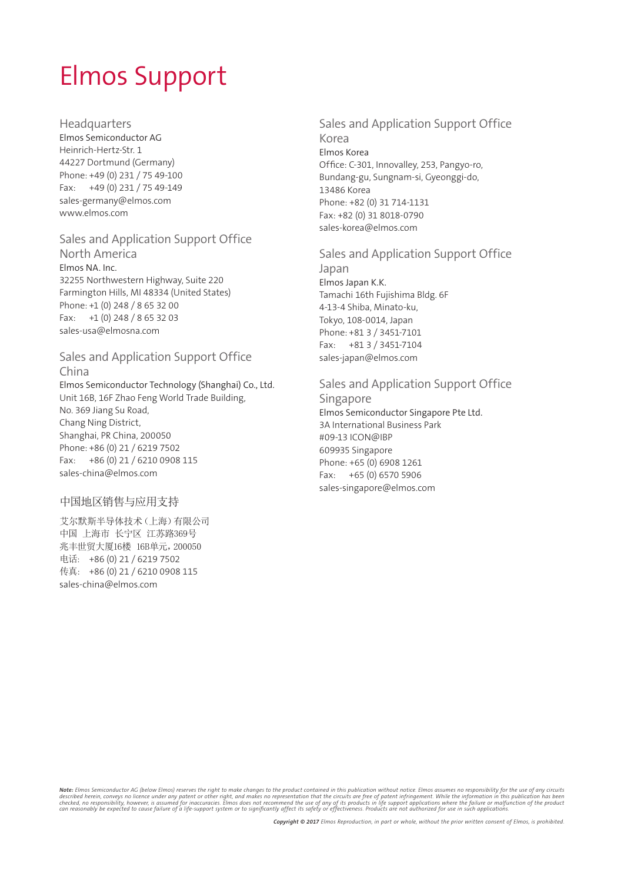# Elmos Support

## Headquarters

Elmos Semiconductor AG
Heinrich-Hertz-Str. 1
44227 Dortmund (Germany)
Phone: +49 (0) 231 / 75 49-100
Fax: +49 (0) 231 / 75 49-149
sales-germany@elmos.com
www.elmos.com

## Sales and Application Support Office North America

Elmos NA. Inc.
32255 Northwestern Highway, Suite 220
Farmington Hills, MI 48334 (United States)
Phone: +1 (0) 248 / 8 65 32 00
Fax: +1 (0) 248 / 8 65 32 03
sales-usa@elmosna.com

## Sales and Application Support Office China

Elmos Semiconductor Technology (Shanghai) Co., Ltd.
Unit 16B, 16F Zhao Feng World Trade Building,
No. 369 Jiang Su Road,
Chang Ning District,
Shanghai, PR China, 200050
Phone: +86 (0) 21 / 6219 7502
Fax: +86 (0) 21 / 6210 0908 115
sales-china@elmos.com

## 中国地区销售与应用支持

艾尔默斯半导体技术（上海）有限公司
中国 上海市 长宁区 江苏路369号
兆丰世贸大厦16楼 16B单元，200050
电话: +86 (0) 21 / 6219 7502
传真: +86 (0) 21 / 6210 0908 115
sales-china@elmos.com

## Sales and Application Support Office Korea

Elmos Korea
Office: C-301, Innovalley, 253, Pangyo-ro,
Bundang-gu, Sungnam-si, Gyeonggi-do,
13486 Korea
Phone: +82 (0) 31 714-1131
Fax: +82 (0) 31 8018-0790
sales-korea@elmos.com

## Sales and Application Support Office Japan

Elmos Japan K.K.
Tamachi 16th Fujishima Bldg. 6F
4-13-4 Shiba, Minato-ku,
Tokyo, 108-0014, Japan
Phone: +81 3 / 3451-7101
Fax: +81 3 / 3451-7104
sales-japan@elmos.com

## Sales and Application Support Office Singapore

Elmos Semiconductor Singapore Pte Ltd.
3A International Business Park
#09-13 ICON@IBP
609935 Singapore
Phone: +65 (0) 6908 1261
Fax: +65 (0) 6570 5906
sales-singapore@elmos.com

***Note:*** *Elmos Semiconductor AG (below Elmos) reserves the right to make changes to the product contained in this publication without notice. Elmos assumes no responsibility for the use of any circuits described herein, conveys no licence under any patent or other right, and makes no representation that the circuits are free of patent infringement. While the information in this publication has been checked, no responsibility, however, is assumed for inaccuracies. Elmos does not recommend the use of any of its products in life support applications where the failure or malfunction of the product can reasonably be expected to cause failure of a life-support system or to significantly affect its safety or effectiveness. Products are not authorized for use in such applications.*

***Copyright © 2017*** *Elmos Reproduction, in part or whole, without the prior written consent of Elmos, is prohibited.*